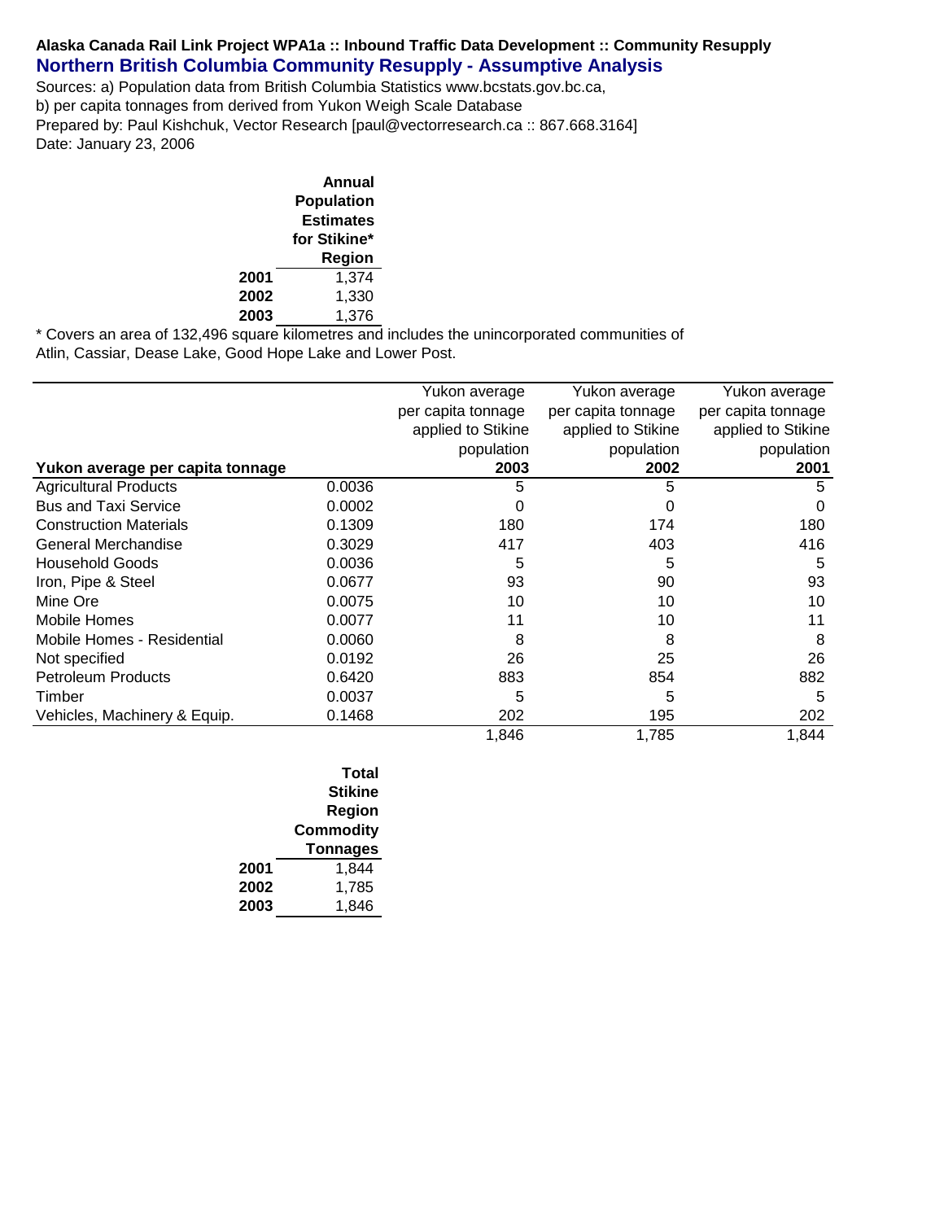**Alaska Canada Rail Link Project WPA1a :: Inbound Traffic Data Development :: Community Resupply**

## Northern British Columbia Community Resupply - Assumptive Analysis

Sources: a) Population data from British Columbia Statistics www.bcstats.gov.bc.ca,
b) per capita tonnages from derived from Yukon Weigh Scale Database
Prepared by: Paul Kishchuk, Vector Research [paul@vectorresearch.ca :: 867.668.3164]
Date: January 23, 2006

| | Annual Population Estimates for Stikine* Region |
|---|---|
| **2001** | 1,374 |
| **2002** | 1,330 |
| **2003** | 1,376 |

* Covers an area of 132,496 square kilometres and includes the unincorporated communities of Atlin, Cassiar, Dease Lake, Good Hope Lake and Lower Post.

| **Yukon average per capita tonnage** | | Yukon average per capita tonnage applied to Stikine population **2003** | Yukon average per capita tonnage applied to Stikine population **2002** | Yukon average per capita tonnage applied to Stikine population **2001** |
|---|---|---|---|---|
| Agricultural Products | 0.0036 | 5 | 5 | 5 |
| Bus and Taxi Service | 0.0002 | 0 | 0 | 0 |
| Construction Materials | 0.1309 | 180 | 174 | 180 |
| General Merchandise | 0.3029 | 417 | 403 | 416 |
| Household Goods | 0.0036 | 5 | 5 | 5 |
| Iron, Pipe & Steel | 0.0677 | 93 | 90 | 93 |
| Mine Ore | 0.0075 | 10 | 10 | 10 |
| Mobile Homes | 0.0077 | 11 | 10 | 11 |
| Mobile Homes - Residential | 0.0060 | 8 | 8 | 8 |
| Not specified | 0.0192 | 26 | 25 | 26 |
| Petroleum Products | 0.6420 | 883 | 854 | 882 |
| Timber | 0.0037 | 5 | 5 | 5 |
| Vehicles, Machinery & Equip. | 0.1468 | 202 | 195 | 202 |
| | | 1,846 | 1,785 | 1,844 |

| | Total Stikine Region Commodity Tonnages |
|---|---|
| **2001** | 1,844 |
| **2002** | 1,785 |
| **2003** | 1,846 |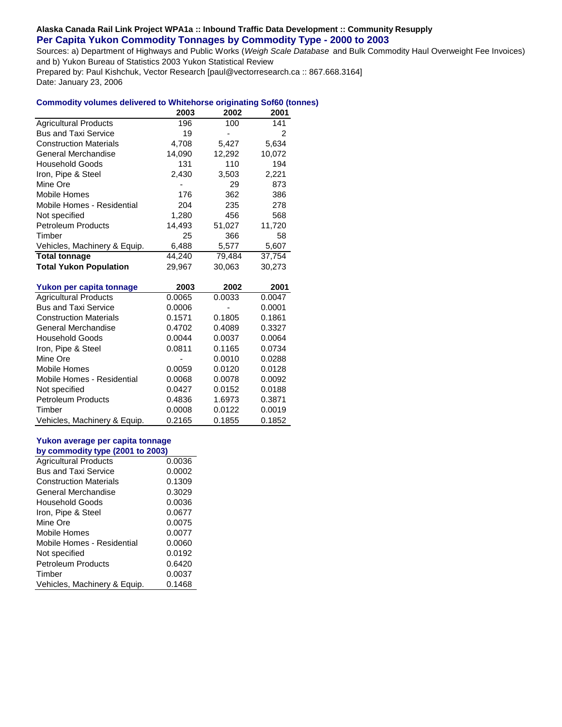**Alaska Canada Rail Link Project WPA1a :: Inbound Traffic Data Development :: Community Resupply**

## Per Capita Yukon Commodity Tonnages by Commodity Type - 2000 to 2003

Sources: a) Department of Highways and Public Works (*Weigh Scale Database* and Bulk Commodity Haul Overweight Fee Invoices) and b) Yukon Bureau of Statistics 2003 Yukon Statistical Review

Prepared by: Paul Kishchuk, Vector Research [paul@vectorresearch.ca :: 867.668.3164]

Date: January 23, 2006

### Commodity volumes delivered to Whitehorse originating Sof60 (tonnes)

| | 2003 | 2002 | 2001 |
|---|---|---|---|
| Agricultural Products | 196 | 100 | 141 |
| Bus and Taxi Service | 19 | - | 2 |
| Construction Materials | 4,708 | 5,427 | 5,634 |
| General Merchandise | 14,090 | 12,292 | 10,072 |
| Household Goods | 131 | 110 | 194 |
| Iron, Pipe & Steel | 2,430 | 3,503 | 2,221 |
| Mine Ore | - | 29 | 873 |
| Mobile Homes | 176 | 362 | 386 |
| Mobile Homes - Residential | 204 | 235 | 278 |
| Not specified | 1,280 | 456 | 568 |
| Petroleum Products | 14,493 | 51,027 | 11,720 |
| Timber | 25 | 366 | 58 |
| Vehicles, Machinery & Equip. | 6,488 | 5,577 | 5,607 |
| **Total tonnage** | 44,240 | 79,484 | 37,754 |
| **Total Yukon Population** | 29,967 | 30,063 | 30,273 |

### Yukon per capita tonnage

| Yukon per capita tonnage | 2003 | 2002 | 2001 |
|---|---|---|---|
| Agricultural Products | 0.0065 | 0.0033 | 0.0047 |
| Bus and Taxi Service | 0.0006 | - | 0.0001 |
| Construction Materials | 0.1571 | 0.1805 | 0.1861 |
| General Merchandise | 0.4702 | 0.4089 | 0.3327 |
| Household Goods | 0.0044 | 0.0037 | 0.0064 |
| Iron, Pipe & Steel | 0.0811 | 0.1165 | 0.0734 |
| Mine Ore | - | 0.0010 | 0.0288 |
| Mobile Homes | 0.0059 | 0.0120 | 0.0128 |
| Mobile Homes - Residential | 0.0068 | 0.0078 | 0.0092 |
| Not specified | 0.0427 | 0.0152 | 0.0188 |
| Petroleum Products | 0.4836 | 1.6973 | 0.3871 |
| Timber | 0.0008 | 0.0122 | 0.0019 |
| Vehicles, Machinery & Equip. | 0.2165 | 0.1855 | 0.1852 |

### Yukon average per capita tonnage by commodity type (2001 to 2003)

| | |
|---|---|
| Agricultural Products | 0.0036 |
| Bus and Taxi Service | 0.0002 |
| Construction Materials | 0.1309 |
| General Merchandise | 0.3029 |
| Household Goods | 0.0036 |
| Iron, Pipe & Steel | 0.0677 |
| Mine Ore | 0.0075 |
| Mobile Homes | 0.0077 |
| Mobile Homes - Residential | 0.0060 |
| Not specified | 0.0192 |
| Petroleum Products | 0.6420 |
| Timber | 0.0037 |
| Vehicles, Machinery & Equip. | 0.1468 |